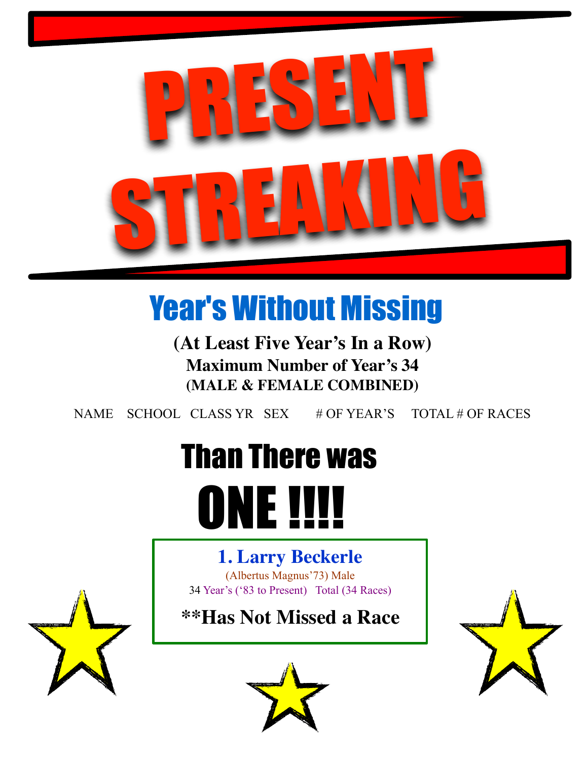# PRESENT STREAKING

## Year's Without Missing

**(At Least Five Year's In a Row)**

**Maximum Number of Year's 34**

**(MALE & FEMALE COMBINED)**

NAME SCHOOL CLASS YR SEX # OF YEAR'S TOTAL # OF RACES

## Than There was

# ONE !!!!

### 1. Larry Beckerle

(Albertus Magnus'73) Male

34 Year's ('83 to Present) Total (34 Races)

**\*\*Has Not Missed a Race**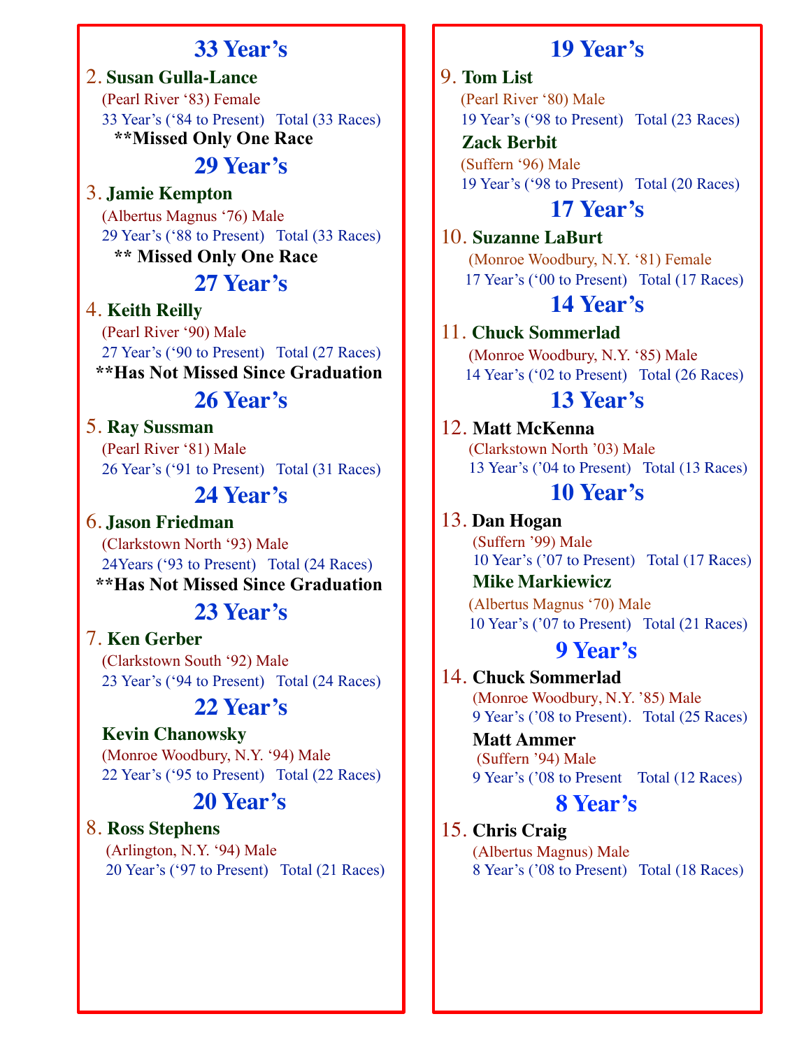## 33 Year's

2. **Susan Gulla-Lance**
   (Pearl River '83) Female
   33 Year's ('84 to Present)   Total (33 Races)
   **\*\*Missed Only One Race**

## 29 Year's

3. **Jamie Kempton**
   (Albertus Magnus '76) Male
   29 Year's ('88 to Present)   Total (33 Races)
   **\*\* Missed Only One Race**

## 27 Year's

4. **Keith Reilly**
   (Pearl River '90) Male
   27 Year's ('90 to Present)   Total (27 Races)
   **\*\*Has Not Missed Since Graduation**

## 26 Year's

5. **Ray Sussman**
   (Pearl River '81) Male
   26 Year's ('91 to Present)   Total (31 Races)

## 24 Year's

6. **Jason Friedman**
   (Clarkstown North '93) Male
   24Years ('93 to Present)   Total (24 Races)
   **\*\*Has Not Missed Since Graduation**

## 23 Year's

7. **Ken Gerber**
   (Clarkstown South '92) Male
   23 Year's ('94 to Present)   Total (24 Races)

## 22 Year's

**Kevin Chanowsky**
(Monroe Woodbury, N.Y. '94) Male
22 Year's ('95 to Present)   Total (22 Races)

## 20 Year's

8. **Ross Stephens**
   (Arlington, N.Y. '94) Male
   20 Year's ('97 to Present)   Total (21 Races)

## 19 Year's

9. **Tom List**
   (Pearl River '80) Male
   19 Year's ('98 to Present)   Total (23 Races)

   **Zack Berbit**
   (Suffern '96) Male
   19 Year's ('98 to Present)   Total (20 Races)

## 17 Year's

10. **Suzanne LaBurt**
    (Monroe Woodbury, N.Y. '81) Female
    17 Year's ('00 to Present)   Total (17 Races)

## 14 Year's

11. **Chuck Sommerlad**
    (Monroe Woodbury, N.Y. '85) Male
    14 Year's ('02 to Present)   Total (26 Races)

## 13 Year's

12. **Matt McKenna**
    (Clarkstown North '03) Male
    13 Year's ('04 to Present)   Total (13 Races)

## 10 Year's

13. **Dan Hogan**
    (Suffern '99) Male
    10 Year's ('07 to Present)   Total (17 Races)

    **Mike Markiewicz**
    (Albertus Magnus '70) Male
    10 Year's ('07 to Present)   Total (21 Races)

## 9 Year's

14. **Chuck Sommerlad**
    (Monroe Woodbury, N.Y. '85) Male
    9 Year's ('08 to Present).   Total (25 Races)

    **Matt Ammer**
    (Suffern '94) Male
    9 Year's ('08 to Present    Total (12 Races)

## 8 Year's

15. **Chris Craig**
    (Albertus Magnus) Male
    8 Year's ('08 to Present)   Total (18 Races)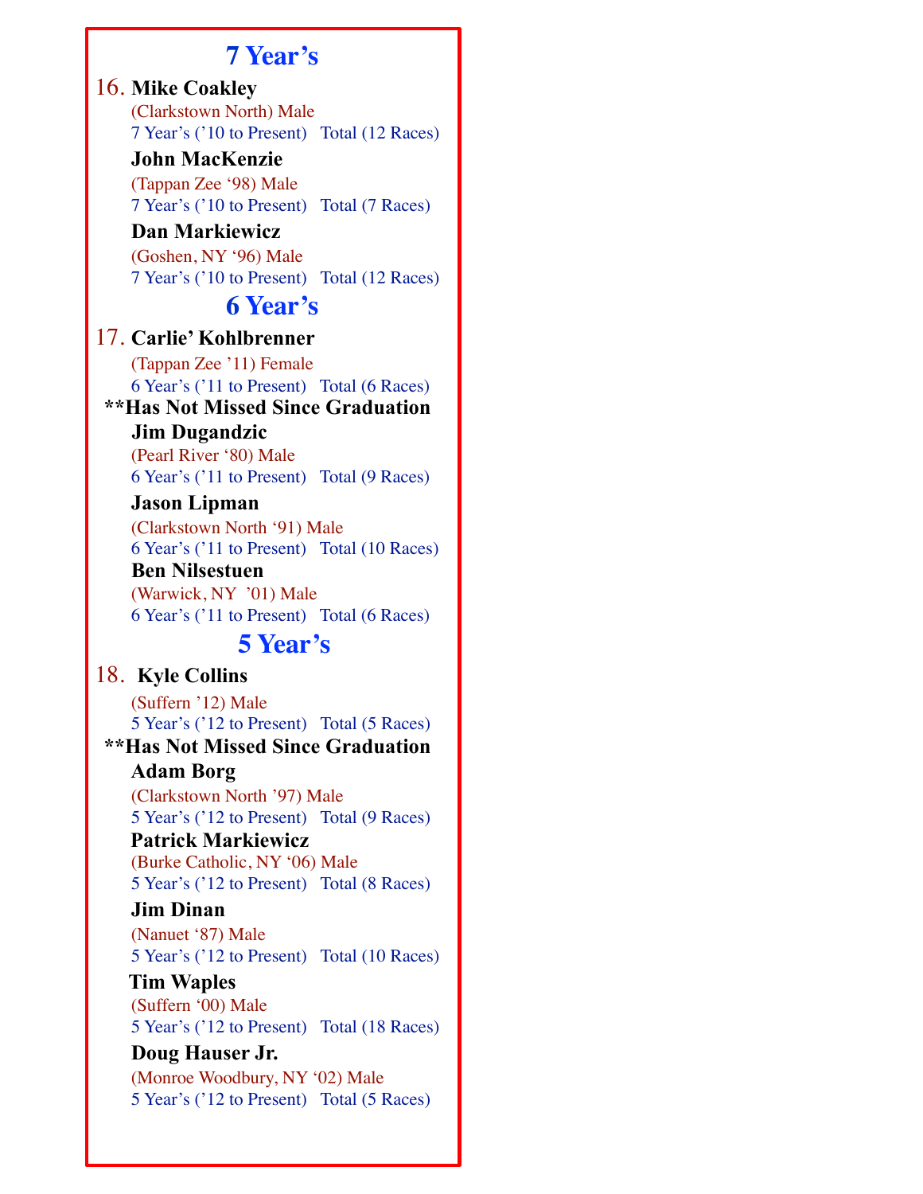## 7 Year's

16. **Mike Coakley**
    (Clarkstown North) Male
    7 Year's ('10 to Present) Total (12 Races)

    **John MacKenzie**
    (Tappan Zee '98) Male
    7 Year's ('10 to Present) Total (7 Races)

    **Dan Markiewicz**
    (Goshen, NY '96) Male
    7 Year's ('10 to Present) Total (12 Races)

## 6 Year's

17. **Carlie' Kohlbrenner**
    (Tappan Zee '11) Female
    6 Year's ('11 to Present) Total (6 Races)

**Has Not Missed Since Graduation**

    **Jim Dugandzic**
    (Pearl River '80) Male
    6 Year's ('11 to Present) Total (9 Races)

    **Jason Lipman**
    (Clarkstown North '91) Male
    6 Year's ('11 to Present) Total (10 Races)

    **Ben Nilsestuen**
    (Warwick, NY '01) Male
    6 Year's ('11 to Present) Total (6 Races)

## 5 Year's

18. **Kyle Collins**
    (Suffern '12) Male
    5 Year's ('12 to Present) Total (5 Races)

**Has Not Missed Since Graduation**

    **Adam Borg**
    (Clarkstown North '97) Male
    5 Year's ('12 to Present) Total (9 Races)

    **Patrick Markiewicz**
    (Burke Catholic, NY '06) Male
    5 Year's ('12 to Present) Total (8 Races)

    **Jim Dinan**
    (Nanuet '87) Male
    5 Year's ('12 to Present) Total (10 Races)

    **Tim Waples**
    (Suffern '00) Male
    5 Year's ('12 to Present) Total (18 Races)

    **Doug Hauser Jr.**
    (Monroe Woodbury, NY '02) Male
    5 Year's ('12 to Present) Total (5 Races)